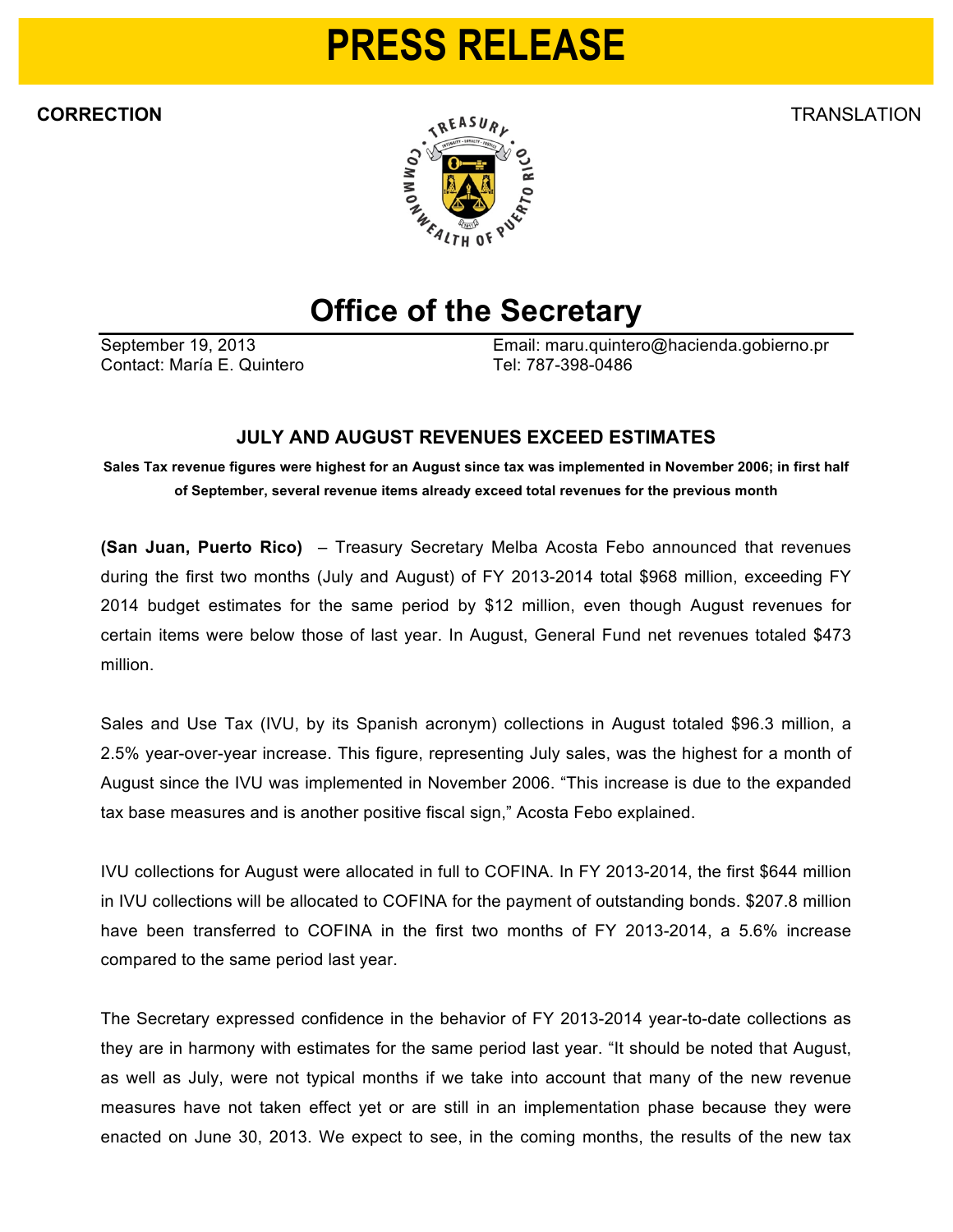# PRESS RELEASE

**CORRECTION** TRANSLATION

## Office of the Secretary

September 19, 2013
Contact: María E. Quintero

Email: maru.quintero@hacienda.gobierno.pr
Tel: 787-398-0486

### JULY AND AUGUST REVENUES EXCEED ESTIMATES

**Sales Tax revenue figures were highest for an August since tax was implemented in November 2006; in first half of September, several revenue items already exceed total revenues for the previous month**

**(San Juan, Puerto Rico)** – Treasury Secretary Melba Acosta Febo announced that revenues during the first two months (July and August) of FY 2013-2014 total $968 million, exceeding FY 2014 budget estimates for the same period by $12 million, even though August revenues for certain items were below those of last year. In August, General Fund net revenues totaled $473 million.

Sales and Use Tax (IVU, by its Spanish acronym) collections in August totaled $96.3 million, a 2.5% year-over-year increase. This figure, representing July sales, was the highest for a month of August since the IVU was implemented in November 2006. "This increase is due to the expanded tax base measures and is another positive fiscal sign," Acosta Febo explained.

IVU collections for August were allocated in full to COFINA. In FY 2013-2014, the first $644 million in IVU collections will be allocated to COFINA for the payment of outstanding bonds. $207.8 million have been transferred to COFINA in the first two months of FY 2013-2014, a 5.6% increase compared to the same period last year.

The Secretary expressed confidence in the behavior of FY 2013-2014 year-to-date collections as they are in harmony with estimates for the same period last year. "It should be noted that August, as well as July, were not typical months if we take into account that many of the new revenue measures have not taken effect yet or are still in an implementation phase because they were enacted on June 30, 2013. We expect to see, in the coming months, the results of the new tax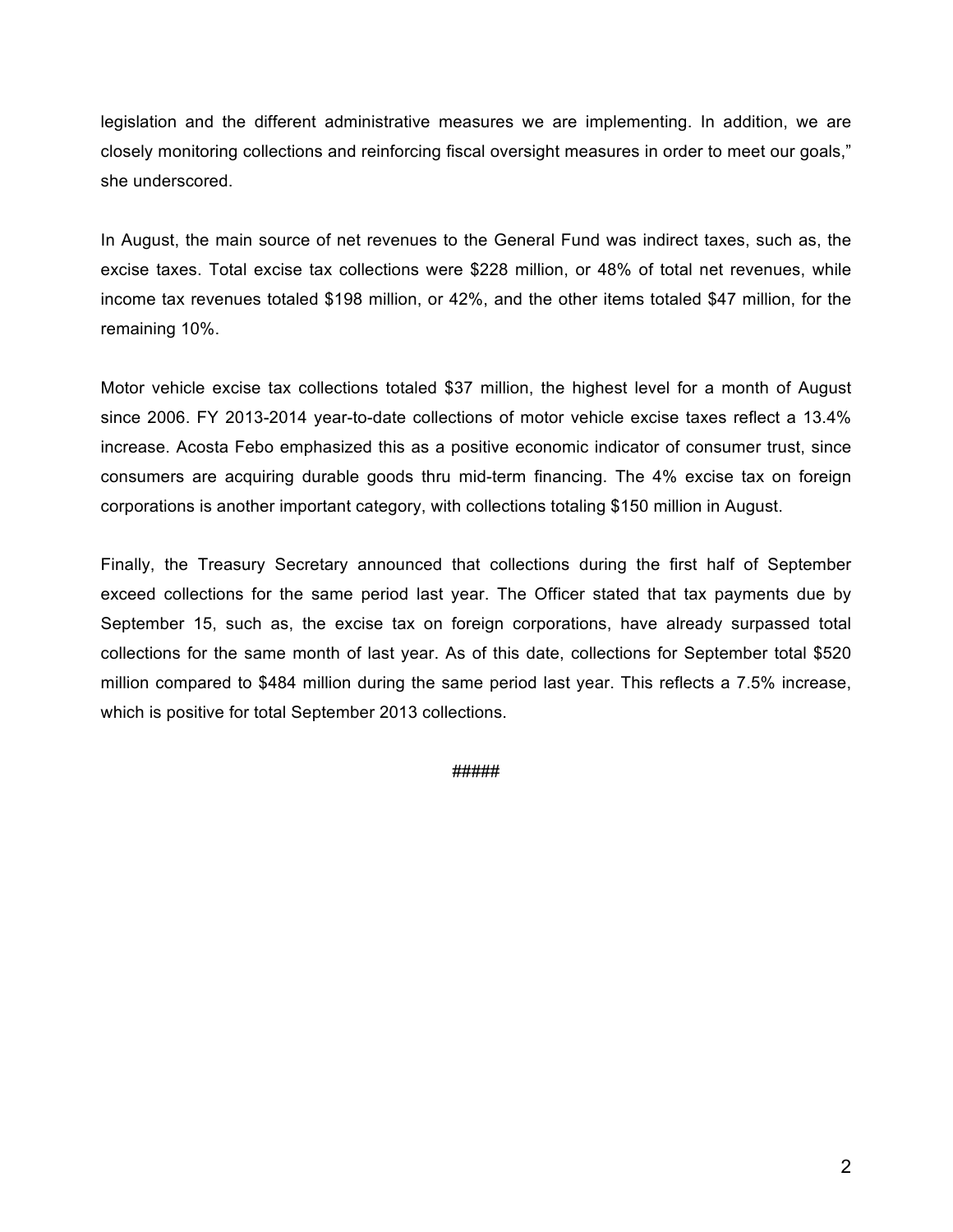legislation and the different administrative measures we are implementing. In addition, we are closely monitoring collections and reinforcing fiscal oversight measures in order to meet our goals," she underscored.

In August, the main source of net revenues to the General Fund was indirect taxes, such as, the excise taxes. Total excise tax collections were $228 million, or 48% of total net revenues, while income tax revenues totaled $198 million, or 42%, and the other items totaled $47 million, for the remaining 10%.

Motor vehicle excise tax collections totaled $37 million, the highest level for a month of August since 2006. FY 2013-2014 year-to-date collections of motor vehicle excise taxes reflect a 13.4% increase. Acosta Febo emphasized this as a positive economic indicator of consumer trust, since consumers are acquiring durable goods thru mid-term financing. The 4% excise tax on foreign corporations is another important category, with collections totaling $150 million in August.

Finally, the Treasury Secretary announced that collections during the first half of September exceed collections for the same period last year. The Officer stated that tax payments due by September 15, such as, the excise tax on foreign corporations, have already surpassed total collections for the same month of last year. As of this date, collections for September total $520 million compared to $484 million during the same period last year. This reflects a 7.5% increase, which is positive for total September 2013 collections.

#####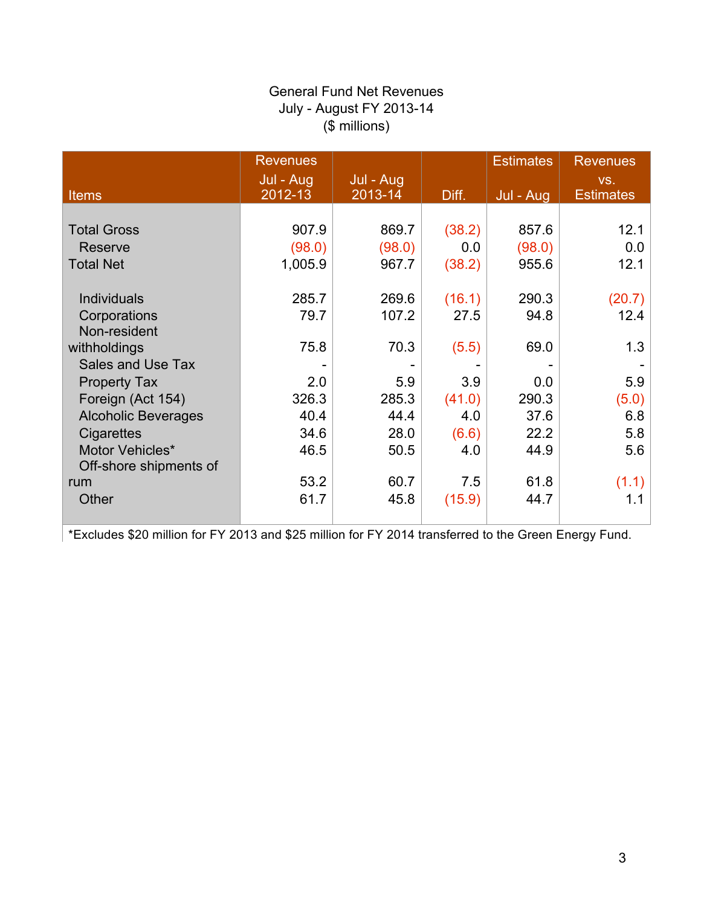General Fund Net Revenues
July - August FY 2013-14
($ millions)

| Items | Revenues Jul - Aug 2012-13 | Jul - Aug 2013-14 | Diff. | Estimates Jul - Aug | Revenues vs. Estimates |
|---|---|---|---|---|---|
| Total Gross | 907.9 | 869.7 | (38.2) | 857.6 | 12.1 |
| Reserve | (98.0) | (98.0) | 0.0 | (98.0) | 0.0 |
| Total Net | 1,005.9 | 967.7 | (38.2) | 955.6 | 12.1 |
| Individuals | 285.7 | 269.6 | (16.1) | 290.3 | (20.7) |
| Corporations | 79.7 | 107.2 | 27.5 | 94.8 | 12.4 |
| Non-resident withholdings | 75.8 | 70.3 | (5.5) | 69.0 | 1.3 |
| Sales and Use Tax | - | - | - | - | - |
| Property Tax | 2.0 | 5.9 | 3.9 | 0.0 | 5.9 |
| Foreign (Act 154) | 326.3 | 285.3 | (41.0) | 290.3 | (5.0) |
| Alcoholic Beverages | 40.4 | 44.4 | 4.0 | 37.6 | 6.8 |
| Cigarettes | 34.6 | 28.0 | (6.6) | 22.2 | 5.8 |
| Motor Vehicles* | 46.5 | 50.5 | 4.0 | 44.9 | 5.6 |
| Off-shore shipments of rum | 53.2 | 60.7 | 7.5 | 61.8 | (1.1) |
| Other | 61.7 | 45.8 | (15.9) | 44.7 | 1.1 |

*Excludes $20 million for FY 2013 and $25 million for FY 2014 transferred to the Green Energy Fund.